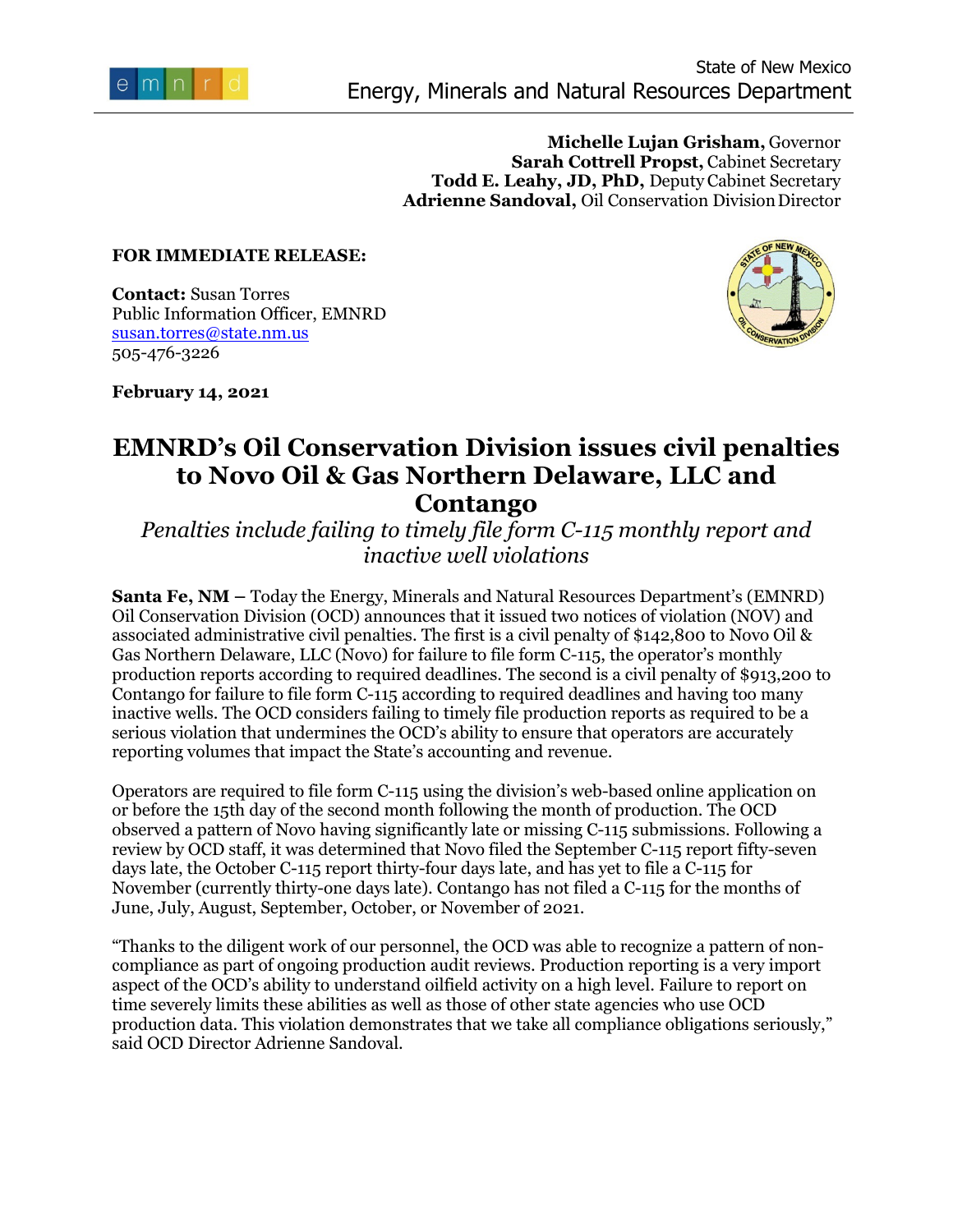State of New Mexico
Energy, Minerals and Natural Resources Department

**Michelle Lujan Grisham,** Governor
**Sarah Cottrell Propst,** Cabinet Secretary
**Todd E. Leahy, JD, PhD,** Deputy Cabinet Secretary
**Adrienne Sandoval,** Oil Conservation Division Director

**FOR IMMEDIATE RELEASE:**

**Contact:** Susan Torres
Public Information Officer, EMNRD
susan.torres@state.nm.us
505-476-3226

**February 14, 2021**

# EMNRD's Oil Conservation Division issues civil penalties to Novo Oil & Gas Northern Delaware, LLC and Contango

*Penalties include failing to timely file form C-115 monthly report and inactive well violations*

**Santa Fe, NM –** Today the Energy, Minerals and Natural Resources Department's (EMNRD) Oil Conservation Division (OCD) announces that it issued two notices of violation (NOV) and associated administrative civil penalties. The first is a civil penalty of $142,800 to Novo Oil & Gas Northern Delaware, LLC (Novo) for failure to file form C-115, the operator's monthly production reports according to required deadlines. The second is a civil penalty of $913,200 to Contango for failure to file form C-115 according to required deadlines and having too many inactive wells. The OCD considers failing to timely file production reports as required to be a serious violation that undermines the OCD's ability to ensure that operators are accurately reporting volumes that impact the State's accounting and revenue.

Operators are required to file form C-115 using the division's web-based online application on or before the 15th day of the second month following the month of production. The OCD observed a pattern of Novo having significantly late or missing C-115 submissions. Following a review by OCD staff, it was determined that Novo filed the September C-115 report fifty-seven days late, the October C-115 report thirty-four days late, and has yet to file a C-115 for November (currently thirty-one days late). Contango has not filed a C-115 for the months of June, July, August, September, October, or November of 2021.

"Thanks to the diligent work of our personnel, the OCD was able to recognize a pattern of non-compliance as part of ongoing production audit reviews. Production reporting is a very import aspect of the OCD's ability to understand oilfield activity on a high level. Failure to report on time severely limits these abilities as well as those of other state agencies who use OCD production data. This violation demonstrates that we take all compliance obligations seriously," said OCD Director Adrienne Sandoval.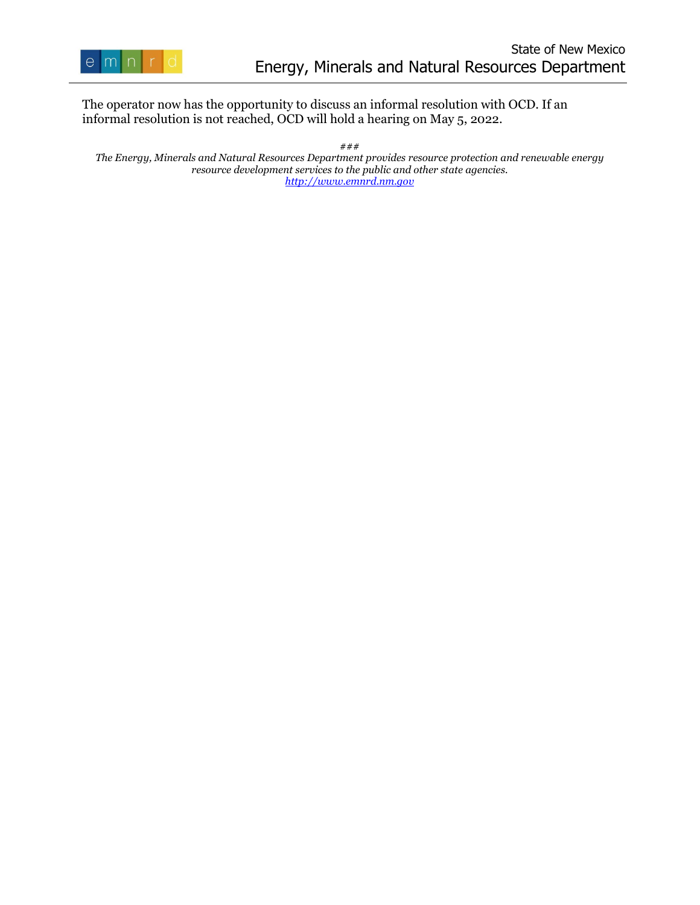The operator now has the opportunity to discuss an informal resolution with OCD. If an informal resolution is not reached, OCD will hold a hearing on May 5, 2022.

###

*The Energy, Minerals and Natural Resources Department provides resource protection and renewable energy resource development services to the public and other state agencies.*

*http://www.emnrd.nm.gov*